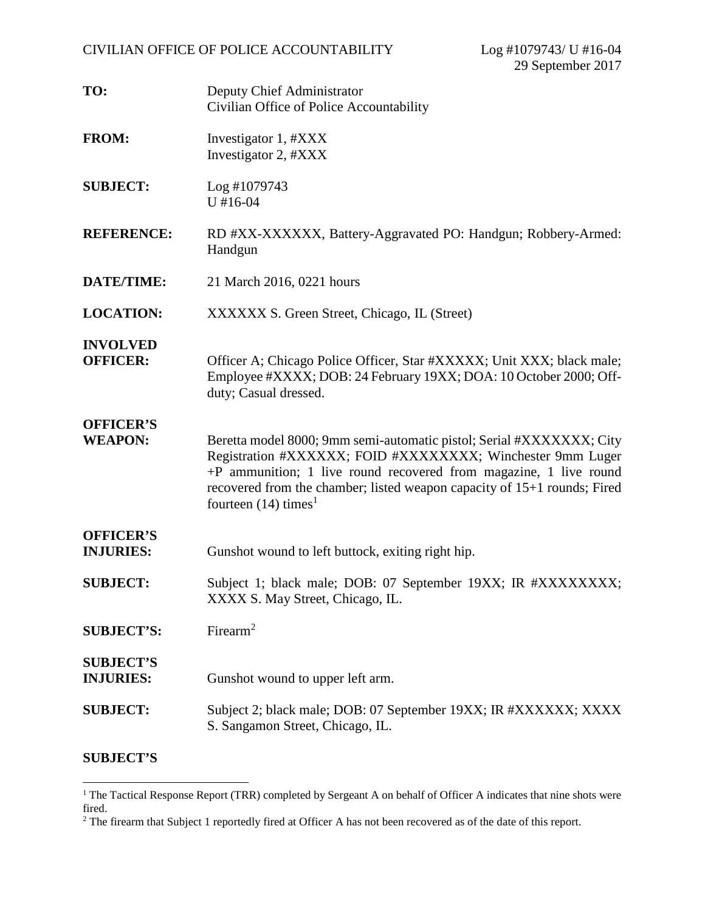CIVILIAN OFFICE OF POLICE ACCOUNTABILITY Log #1079743/ U #16-04

29 September 2017

**TO:** Deputy Chief Administrator
Civilian Office of Police Accountability

**FROM:** Investigator 1, #XXX
Investigator 2, #XXX

**SUBJECT:** Log #1079743
U #16-04

**REFERENCE:** RD #XX-XXXXXX, Battery-Aggravated PO: Handgun; Robbery-Armed: Handgun

**DATE/TIME:** 21 March 2016, 0221 hours

**LOCATION:** XXXXXX S. Green Street, Chicago, IL (Street)

**INVOLVED OFFICER:** Officer A; Chicago Police Officer, Star #XXXXX; Unit XXX; black male; Employee #XXXX; DOB: 24 February 19XX; DOA: 10 October 2000; Off-duty; Casual dressed.

**OFFICER'S WEAPON:** Beretta model 8000; 9mm semi-automatic pistol; Serial #XXXXXXX; City Registration #XXXXXX; FOID #XXXXXXXX; Winchester 9mm Luger +P ammunition; 1 live round recovered from magazine, 1 live round recovered from the chamber; listed weapon capacity of 15+1 rounds; Fired fourteen (14) times[1]

**OFFICER'S INJURIES:** Gunshot wound to left buttock, exiting right hip.

**SUBJECT:** Subject 1; black male; DOB: 07 September 19XX; IR #XXXXXXXX; XXXX S. May Street, Chicago, IL.

**SUBJECT'S:** Firearm[2]

**SUBJECT'S INJURIES:** Gunshot wound to upper left arm.

**SUBJECT:** Subject 2; black male; DOB: 07 September 19XX; IR #XXXXXX; XXXX S. Sangamon Street, Chicago, IL.

**SUBJECT'S**

---

[1] The Tactical Response Report (TRR) completed by Sergeant A on behalf of Officer A indicates that nine shots were fired.

[2] The firearm that Subject 1 reportedly fired at Officer A has not been recovered as of the date of this report.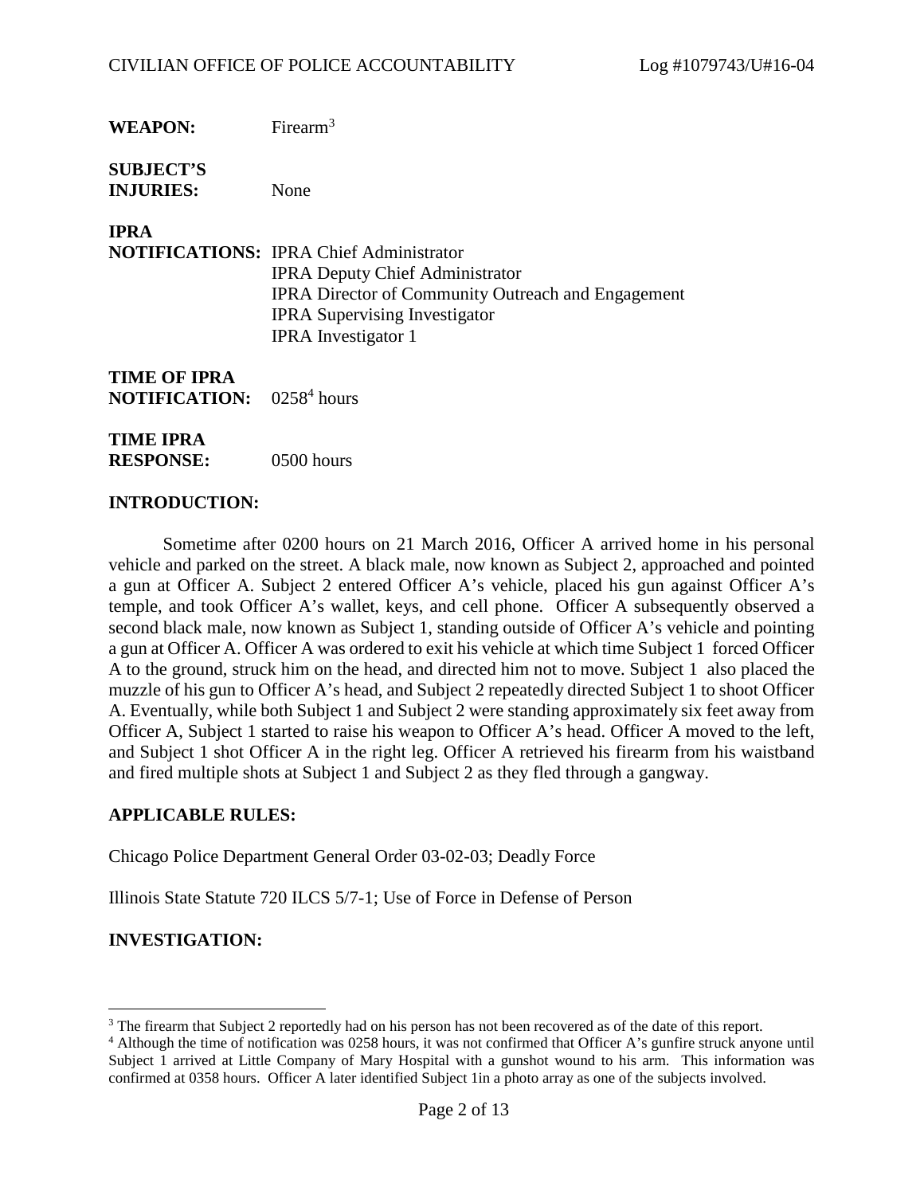**WEAPON:** Firearm[3]

**SUBJECT'S INJURIES:** None

**IPRA NOTIFICATIONS:** IPRA Chief Administrator
IPRA Deputy Chief Administrator
IPRA Director of Community Outreach and Engagement
IPRA Supervising Investigator
IPRA Investigator 1

**TIME OF IPRA NOTIFICATION:** 0258[4] hours

**TIME IPRA RESPONSE:** 0500 hours

## INTRODUCTION:

Sometime after 0200 hours on 21 March 2016, Officer A arrived home in his personal vehicle and parked on the street. A black male, now known as Subject 2, approached and pointed a gun at Officer A. Subject 2 entered Officer A's vehicle, placed his gun against Officer A's temple, and took Officer A's wallet, keys, and cell phone. Officer A subsequently observed a second black male, now known as Subject 1, standing outside of Officer A's vehicle and pointing a gun at Officer A. Officer A was ordered to exit his vehicle at which time Subject 1 forced Officer A to the ground, struck him on the head, and directed him not to move. Subject 1 also placed the muzzle of his gun to Officer A's head, and Subject 2 repeatedly directed Subject 1 to shoot Officer A. Eventually, while both Subject 1 and Subject 2 were standing approximately six feet away from Officer A, Subject 1 started to raise his weapon to Officer A's head. Officer A moved to the left, and Subject 1 shot Officer A in the right leg. Officer A retrieved his firearm from his waistband and fired multiple shots at Subject 1 and Subject 2 as they fled through a gangway.

## APPLICABLE RULES:

Chicago Police Department General Order 03-02-03; Deadly Force

Illinois State Statute 720 ILCS 5/7-1; Use of Force in Defense of Person

## INVESTIGATION:

---

[3] The firearm that Subject 2 reportedly had on his person has not been recovered as of the date of this report.

[4] Although the time of notification was 0258 hours, it was not confirmed that Officer A's gunfire struck anyone until Subject 1 arrived at Little Company of Mary Hospital with a gunshot wound to his arm. This information was confirmed at 0358 hours. Officer A later identified Subject 1in a photo array as one of the subjects involved.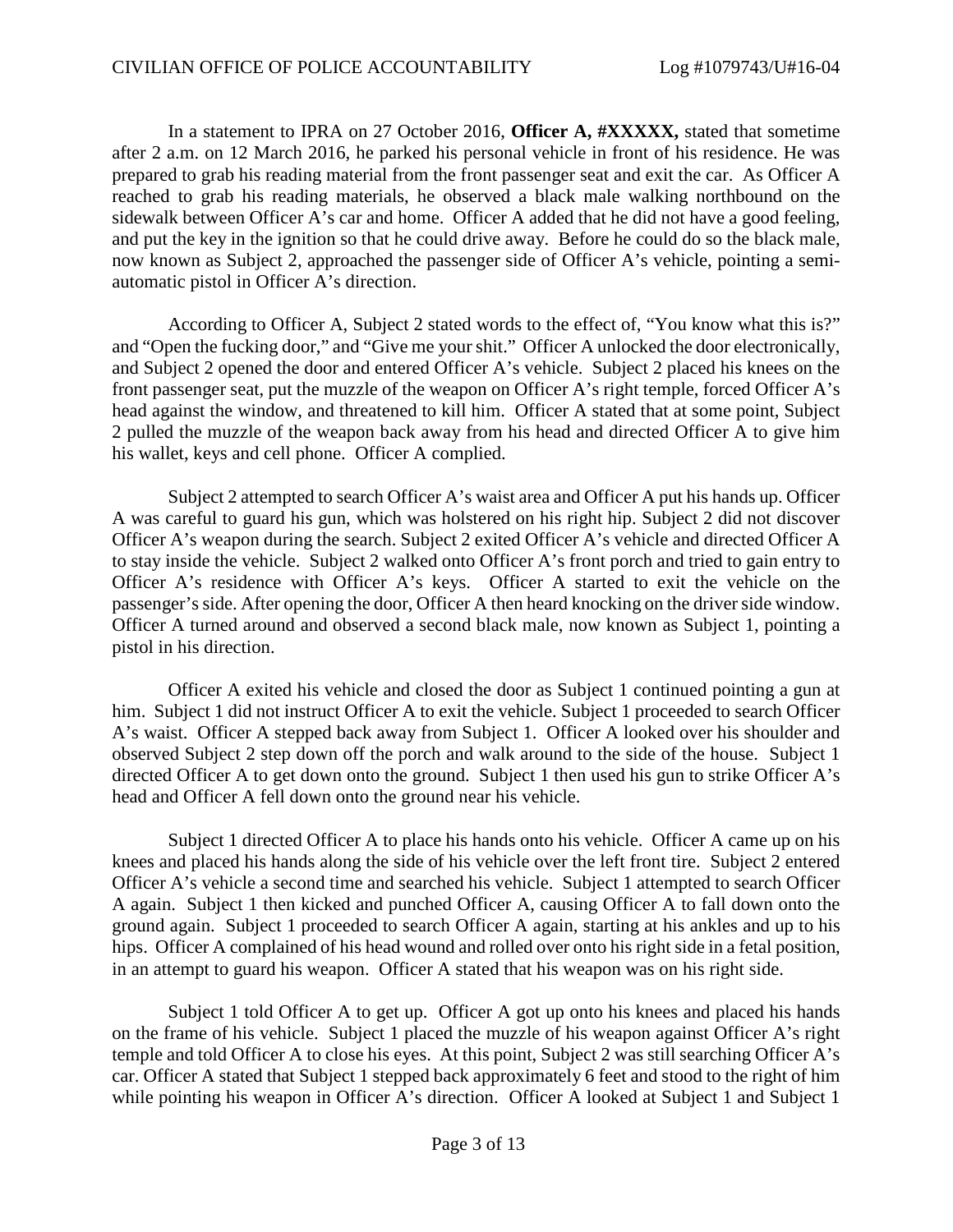In a statement to IPRA on 27 October 2016, **Officer A, #XXXXX,** stated that sometime after 2 a.m. on 12 March 2016, he parked his personal vehicle in front of his residence. He was prepared to grab his reading material from the front passenger seat and exit the car. As Officer A reached to grab his reading materials, he observed a black male walking northbound on the sidewalk between Officer A's car and home. Officer A added that he did not have a good feeling, and put the key in the ignition so that he could drive away. Before he could do so the black male, now known as Subject 2, approached the passenger side of Officer A's vehicle, pointing a semi-automatic pistol in Officer A's direction.

According to Officer A, Subject 2 stated words to the effect of, "You know what this is?" and "Open the fucking door," and "Give me your shit." Officer A unlocked the door electronically, and Subject 2 opened the door and entered Officer A's vehicle. Subject 2 placed his knees on the front passenger seat, put the muzzle of the weapon on Officer A's right temple, forced Officer A's head against the window, and threatened to kill him. Officer A stated that at some point, Subject 2 pulled the muzzle of the weapon back away from his head and directed Officer A to give him his wallet, keys and cell phone. Officer A complied.

Subject 2 attempted to search Officer A's waist area and Officer A put his hands up. Officer A was careful to guard his gun, which was holstered on his right hip. Subject 2 did not discover Officer A's weapon during the search. Subject 2 exited Officer A's vehicle and directed Officer A to stay inside the vehicle. Subject 2 walked onto Officer A's front porch and tried to gain entry to Officer A's residence with Officer A's keys. Officer A started to exit the vehicle on the passenger's side. After opening the door, Officer A then heard knocking on the driver side window. Officer A turned around and observed a second black male, now known as Subject 1, pointing a pistol in his direction.

Officer A exited his vehicle and closed the door as Subject 1 continued pointing a gun at him. Subject 1 did not instruct Officer A to exit the vehicle. Subject 1 proceeded to search Officer A's waist. Officer A stepped back away from Subject 1. Officer A looked over his shoulder and observed Subject 2 step down off the porch and walk around to the side of the house. Subject 1 directed Officer A to get down onto the ground. Subject 1 then used his gun to strike Officer A's head and Officer A fell down onto the ground near his vehicle.

Subject 1 directed Officer A to place his hands onto his vehicle. Officer A came up on his knees and placed his hands along the side of his vehicle over the left front tire. Subject 2 entered Officer A's vehicle a second time and searched his vehicle. Subject 1 attempted to search Officer A again. Subject 1 then kicked and punched Officer A, causing Officer A to fall down onto the ground again. Subject 1 proceeded to search Officer A again, starting at his ankles and up to his hips. Officer A complained of his head wound and rolled over onto his right side in a fetal position, in an attempt to guard his weapon. Officer A stated that his weapon was on his right side.

Subject 1 told Officer A to get up. Officer A got up onto his knees and placed his hands on the frame of his vehicle. Subject 1 placed the muzzle of his weapon against Officer A's right temple and told Officer A to close his eyes. At this point, Subject 2 was still searching Officer A's car. Officer A stated that Subject 1 stepped back approximately 6 feet and stood to the right of him while pointing his weapon in Officer A's direction. Officer A looked at Subject 1 and Subject 1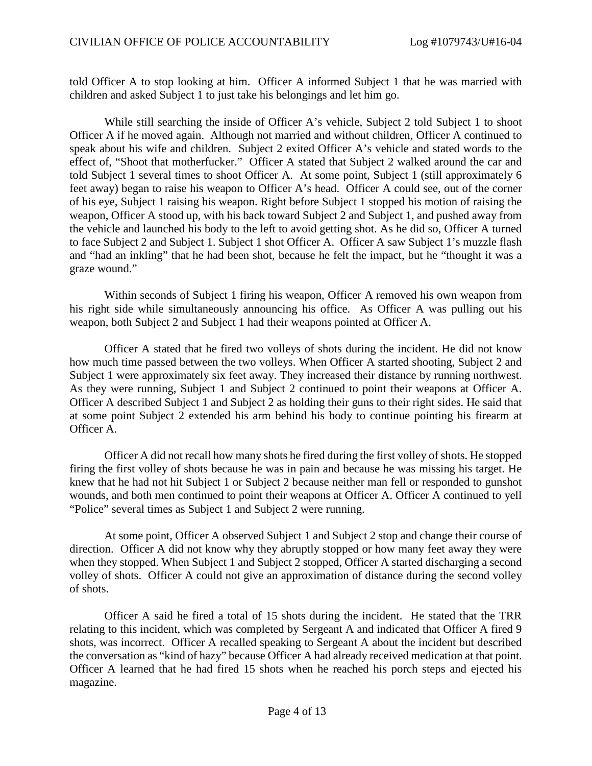told Officer A to stop looking at him. Officer A informed Subject 1 that he was married with children and asked Subject 1 to just take his belongings and let him go.

While still searching the inside of Officer A's vehicle, Subject 2 told Subject 1 to shoot Officer A if he moved again. Although not married and without children, Officer A continued to speak about his wife and children. Subject 2 exited Officer A's vehicle and stated words to the effect of, "Shoot that motherfucker." Officer A stated that Subject 2 walked around the car and told Subject 1 several times to shoot Officer A. At some point, Subject 1 (still approximately 6 feet away) began to raise his weapon to Officer A's head. Officer A could see, out of the corner of his eye, Subject 1 raising his weapon. Right before Subject 1 stopped his motion of raising the weapon, Officer A stood up, with his back toward Subject 2 and Subject 1, and pushed away from the vehicle and launched his body to the left to avoid getting shot. As he did so, Officer A turned to face Subject 2 and Subject 1. Subject 1 shot Officer A. Officer A saw Subject 1's muzzle flash and "had an inkling" that he had been shot, because he felt the impact, but he "thought it was a graze wound."

Within seconds of Subject 1 firing his weapon, Officer A removed his own weapon from his right side while simultaneously announcing his office. As Officer A was pulling out his weapon, both Subject 2 and Subject 1 had their weapons pointed at Officer A.

Officer A stated that he fired two volleys of shots during the incident. He did not know how much time passed between the two volleys. When Officer A started shooting, Subject 2 and Subject 1 were approximately six feet away. They increased their distance by running northwest. As they were running, Subject 1 and Subject 2 continued to point their weapons at Officer A. Officer A described Subject 1 and Subject 2 as holding their guns to their right sides. He said that at some point Subject 2 extended his arm behind his body to continue pointing his firearm at Officer A.

Officer A did not recall how many shots he fired during the first volley of shots. He stopped firing the first volley of shots because he was in pain and because he was missing his target. He knew that he had not hit Subject 1 or Subject 2 because neither man fell or responded to gunshot wounds, and both men continued to point their weapons at Officer A. Officer A continued to yell "Police" several times as Subject 1 and Subject 2 were running.

At some point, Officer A observed Subject 1 and Subject 2 stop and change their course of direction. Officer A did not know why they abruptly stopped or how many feet away they were when they stopped. When Subject 1 and Subject 2 stopped, Officer A started discharging a second volley of shots. Officer A could not give an approximation of distance during the second volley of shots.

Officer A said he fired a total of 15 shots during the incident. He stated that the TRR relating to this incident, which was completed by Sergeant A and indicated that Officer A fired 9 shots, was incorrect. Officer A recalled speaking to Sergeant A about the incident but described the conversation as "kind of hazy" because Officer A had already received medication at that point. Officer A learned that he had fired 15 shots when he reached his porch steps and ejected his magazine.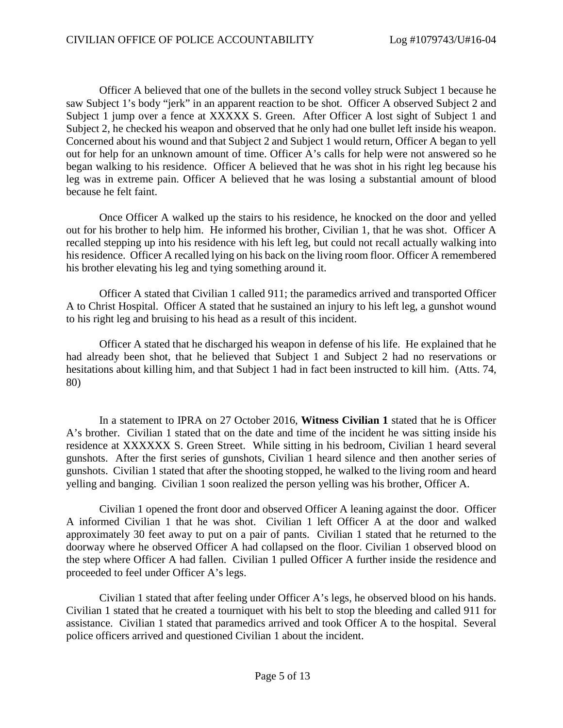Officer A believed that one of the bullets in the second volley struck Subject 1 because he saw Subject 1's body "jerk" in an apparent reaction to be shot. Officer A observed Subject 2 and Subject 1 jump over a fence at XXXXX S. Green. After Officer A lost sight of Subject 1 and Subject 2, he checked his weapon and observed that he only had one bullet left inside his weapon. Concerned about his wound and that Subject 2 and Subject 1 would return, Officer A began to yell out for help for an unknown amount of time. Officer A's calls for help were not answered so he began walking to his residence. Officer A believed that he was shot in his right leg because his leg was in extreme pain. Officer A believed that he was losing a substantial amount of blood because he felt faint.

Once Officer A walked up the stairs to his residence, he knocked on the door and yelled out for his brother to help him. He informed his brother, Civilian 1, that he was shot. Officer A recalled stepping up into his residence with his left leg, but could not recall actually walking into his residence. Officer A recalled lying on his back on the living room floor. Officer A remembered his brother elevating his leg and tying something around it.

Officer A stated that Civilian 1 called 911; the paramedics arrived and transported Officer A to Christ Hospital. Officer A stated that he sustained an injury to his left leg, a gunshot wound to his right leg and bruising to his head as a result of this incident.

Officer A stated that he discharged his weapon in defense of his life. He explained that he had already been shot, that he believed that Subject 1 and Subject 2 had no reservations or hesitations about killing him, and that Subject 1 had in fact been instructed to kill him. (Atts. 74, 80)

In a statement to IPRA on 27 October 2016, **Witness Civilian 1** stated that he is Officer A's brother. Civilian 1 stated that on the date and time of the incident he was sitting inside his residence at XXXXXX S. Green Street. While sitting in his bedroom, Civilian 1 heard several gunshots. After the first series of gunshots, Civilian 1 heard silence and then another series of gunshots. Civilian 1 stated that after the shooting stopped, he walked to the living room and heard yelling and banging. Civilian 1 soon realized the person yelling was his brother, Officer A.

Civilian 1 opened the front door and observed Officer A leaning against the door. Officer A informed Civilian 1 that he was shot. Civilian 1 left Officer A at the door and walked approximately 30 feet away to put on a pair of pants. Civilian 1 stated that he returned to the doorway where he observed Officer A had collapsed on the floor. Civilian 1 observed blood on the step where Officer A had fallen. Civilian 1 pulled Officer A further inside the residence and proceeded to feel under Officer A's legs.

Civilian 1 stated that after feeling under Officer A's legs, he observed blood on his hands. Civilian 1 stated that he created a tourniquet with his belt to stop the bleeding and called 911 for assistance. Civilian 1 stated that paramedics arrived and took Officer A to the hospital. Several police officers arrived and questioned Civilian 1 about the incident.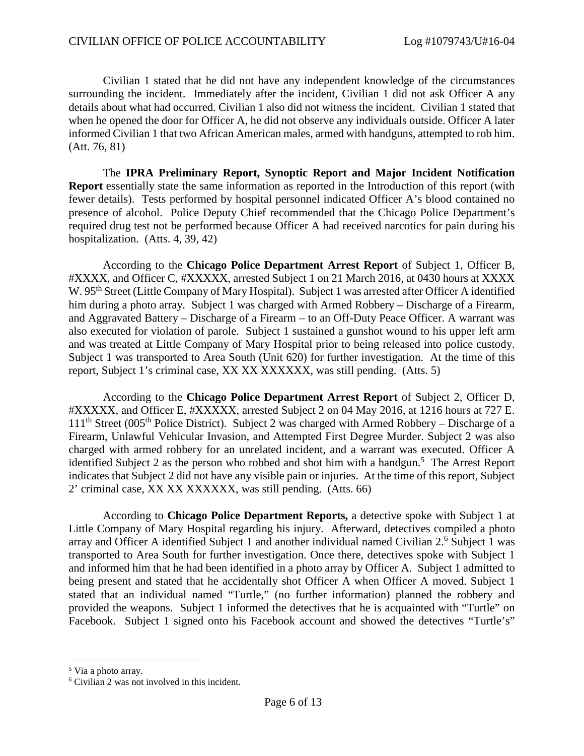Civilian 1 stated that he did not have any independent knowledge of the circumstances surrounding the incident. Immediately after the incident, Civilian 1 did not ask Officer A any details about what had occurred. Civilian 1 also did not witness the incident. Civilian 1 stated that when he opened the door for Officer A, he did not observe any individuals outside. Officer A later informed Civilian 1 that two African American males, armed with handguns, attempted to rob him. (Att. 76, 81)

The **IPRA Preliminary Report, Synoptic Report and Major Incident Notification Report** essentially state the same information as reported in the Introduction of this report (with fewer details). Tests performed by hospital personnel indicated Officer A's blood contained no presence of alcohol. Police Deputy Chief recommended that the Chicago Police Department's required drug test not be performed because Officer A had received narcotics for pain during his hospitalization. (Atts. 4, 39, 42)

According to the **Chicago Police Department Arrest Report** of Subject 1, Officer B, #XXXX, and Officer C, #XXXXX, arrested Subject 1 on 21 March 2016, at 0430 hours at XXXX W. 95th Street (Little Company of Mary Hospital). Subject 1 was arrested after Officer A identified him during a photo array. Subject 1 was charged with Armed Robbery – Discharge of a Firearm, and Aggravated Battery – Discharge of a Firearm – to an Off-Duty Peace Officer. A warrant was also executed for violation of parole. Subject 1 sustained a gunshot wound to his upper left arm and was treated at Little Company of Mary Hospital prior to being released into police custody. Subject 1 was transported to Area South (Unit 620) for further investigation. At the time of this report, Subject 1's criminal case, XX XX XXXXXX, was still pending. (Atts. 5)

According to the **Chicago Police Department Arrest Report** of Subject 2, Officer D, #XXXXX, and Officer E, #XXXXX, arrested Subject 2 on 04 May 2016, at 1216 hours at 727 E. 111th Street (005th Police District). Subject 2 was charged with Armed Robbery – Discharge of a Firearm, Unlawful Vehicular Invasion, and Attempted First Degree Murder. Subject 2 was also charged with armed robbery for an unrelated incident, and a warrant was executed. Officer A identified Subject 2 as the person who robbed and shot him with a handgun.[5] The Arrest Report indicates that Subject 2 did not have any visible pain or injuries. At the time of this report, Subject 2' criminal case, XX XX XXXXXX, was still pending. (Atts. 66)

According to **Chicago Police Department Reports,** a detective spoke with Subject 1 at Little Company of Mary Hospital regarding his injury. Afterward, detectives compiled a photo array and Officer A identified Subject 1 and another individual named Civilian 2.[6] Subject 1 was transported to Area South for further investigation. Once there, detectives spoke with Subject 1 and informed him that he had been identified in a photo array by Officer A. Subject 1 admitted to being present and stated that he accidentally shot Officer A when Officer A moved. Subject 1 stated that an individual named "Turtle," (no further information) planned the robbery and provided the weapons. Subject 1 informed the detectives that he is acquainted with "Turtle" on Facebook. Subject 1 signed onto his Facebook account and showed the detectives "Turtle's"

[5] Via a photo array.

[6] Civilian 2 was not involved in this incident.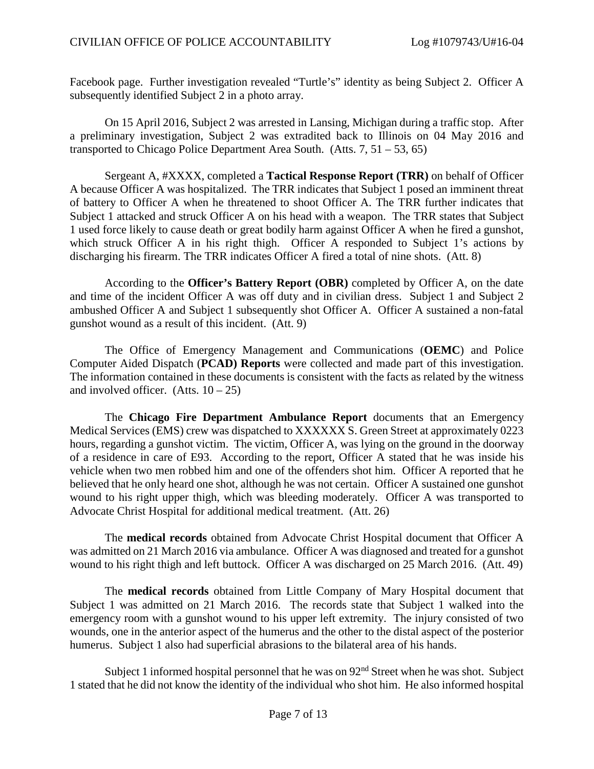Facebook page. Further investigation revealed "Turtle's" identity as being Subject 2. Officer A subsequently identified Subject 2 in a photo array.

On 15 April 2016, Subject 2 was arrested in Lansing, Michigan during a traffic stop. After a preliminary investigation, Subject 2 was extradited back to Illinois on 04 May 2016 and transported to Chicago Police Department Area South. (Atts. 7, 51 – 53, 65)

Sergeant A, #XXXX, completed a **Tactical Response Report (TRR)** on behalf of Officer A because Officer A was hospitalized. The TRR indicates that Subject 1 posed an imminent threat of battery to Officer A when he threatened to shoot Officer A. The TRR further indicates that Subject 1 attacked and struck Officer A on his head with a weapon. The TRR states that Subject 1 used force likely to cause death or great bodily harm against Officer A when he fired a gunshot, which struck Officer A in his right thigh. Officer A responded to Subject 1's actions by discharging his firearm. The TRR indicates Officer A fired a total of nine shots. (Att. 8)

According to the **Officer's Battery Report (OBR)** completed by Officer A, on the date and time of the incident Officer A was off duty and in civilian dress. Subject 1 and Subject 2 ambushed Officer A and Subject 1 subsequently shot Officer A. Officer A sustained a non-fatal gunshot wound as a result of this incident. (Att. 9)

The Office of Emergency Management and Communications (**OEMC**) and Police Computer Aided Dispatch (**PCAD) Reports** were collected and made part of this investigation. The information contained in these documents is consistent with the facts as related by the witness and involved officer. (Atts. 10 – 25)

The **Chicago Fire Department Ambulance Report** documents that an Emergency Medical Services (EMS) crew was dispatched to XXXXXX S. Green Street at approximately 0223 hours, regarding a gunshot victim. The victim, Officer A, was lying on the ground in the doorway of a residence in care of E93. According to the report, Officer A stated that he was inside his vehicle when two men robbed him and one of the offenders shot him. Officer A reported that he believed that he only heard one shot, although he was not certain. Officer A sustained one gunshot wound to his right upper thigh, which was bleeding moderately. Officer A was transported to Advocate Christ Hospital for additional medical treatment. (Att. 26)

The **medical records** obtained from Advocate Christ Hospital document that Officer A was admitted on 21 March 2016 via ambulance. Officer A was diagnosed and treated for a gunshot wound to his right thigh and left buttock. Officer A was discharged on 25 March 2016. (Att. 49)

The **medical records** obtained from Little Company of Mary Hospital document that Subject 1 was admitted on 21 March 2016. The records state that Subject 1 walked into the emergency room with a gunshot wound to his upper left extremity. The injury consisted of two wounds, one in the anterior aspect of the humerus and the other to the distal aspect of the posterior humerus. Subject 1 also had superficial abrasions to the bilateral area of his hands.

Subject 1 informed hospital personnel that he was on 92nd Street when he was shot. Subject 1 stated that he did not know the identity of the individual who shot him. He also informed hospital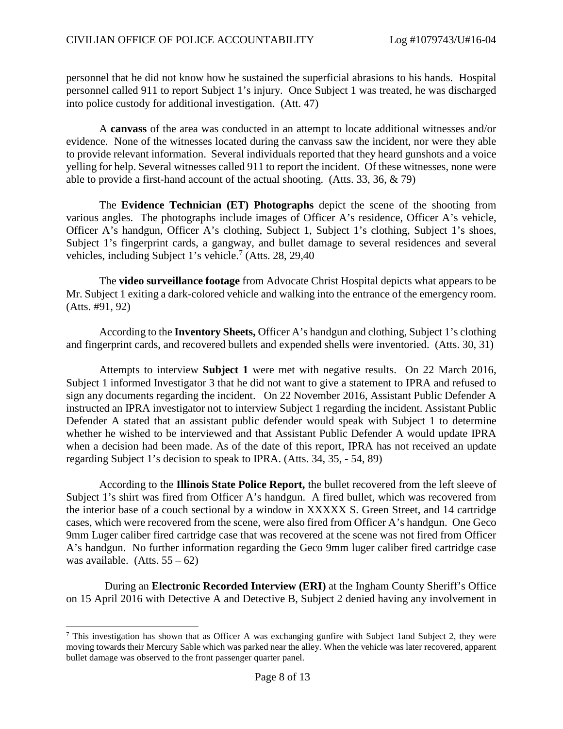personnel that he did not know how he sustained the superficial abrasions to his hands. Hospital personnel called 911 to report Subject 1's injury. Once Subject 1 was treated, he was discharged into police custody for additional investigation. (Att. 47)

A **canvass** of the area was conducted in an attempt to locate additional witnesses and/or evidence. None of the witnesses located during the canvass saw the incident, nor were they able to provide relevant information. Several individuals reported that they heard gunshots and a voice yelling for help. Several witnesses called 911 to report the incident. Of these witnesses, none were able to provide a first-hand account of the actual shooting. (Atts. 33, 36, & 79)

The **Evidence Technician (ET) Photographs** depict the scene of the shooting from various angles. The photographs include images of Officer A's residence, Officer A's vehicle, Officer A's handgun, Officer A's clothing, Subject 1, Subject 1's clothing, Subject 1's shoes, Subject 1's fingerprint cards, a gangway, and bullet damage to several residences and several vehicles, including Subject 1's vehicle.[7] (Atts. 28, 29,40

The **video surveillance footage** from Advocate Christ Hospital depicts what appears to be Mr. Subject 1 exiting a dark-colored vehicle and walking into the entrance of the emergency room. (Atts. #91, 92)

According to the **Inventory Sheets,** Officer A's handgun and clothing, Subject 1's clothing and fingerprint cards, and recovered bullets and expended shells were inventoried. (Atts. 30, 31)

Attempts to interview **Subject 1** were met with negative results. On 22 March 2016, Subject 1 informed Investigator 3 that he did not want to give a statement to IPRA and refused to sign any documents regarding the incident. On 22 November 2016, Assistant Public Defender A instructed an IPRA investigator not to interview Subject 1 regarding the incident. Assistant Public Defender A stated that an assistant public defender would speak with Subject 1 to determine whether he wished to be interviewed and that Assistant Public Defender A would update IPRA when a decision had been made. As of the date of this report, IPRA has not received an update regarding Subject 1's decision to speak to IPRA. (Atts. 34, 35, - 54, 89)

According to the **Illinois State Police Report,** the bullet recovered from the left sleeve of Subject 1's shirt was fired from Officer A's handgun. A fired bullet, which was recovered from the interior base of a couch sectional by a window in XXXXX S. Green Street, and 14 cartridge cases, which were recovered from the scene, were also fired from Officer A's handgun. One Geco 9mm Luger caliber fired cartridge case that was recovered at the scene was not fired from Officer A's handgun. No further information regarding the Geco 9mm luger caliber fired cartridge case was available. (Atts. 55 – 62)

During an **Electronic Recorded Interview (ERI)** at the Ingham County Sheriff's Office on 15 April 2016 with Detective A and Detective B, Subject 2 denied having any involvement in

---

[7] This investigation has shown that as Officer A was exchanging gunfire with Subject 1and Subject 2, they were moving towards their Mercury Sable which was parked near the alley. When the vehicle was later recovered, apparent bullet damage was observed to the front passenger quarter panel.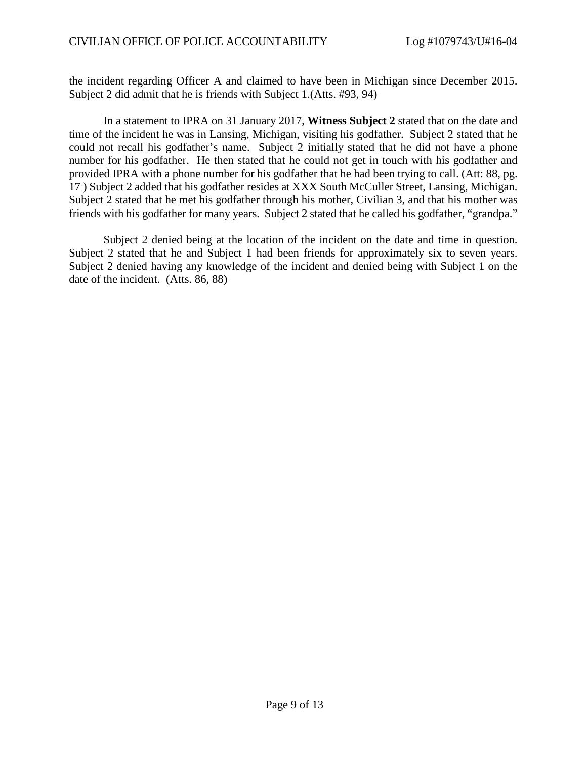the incident regarding Officer A and claimed to have been in Michigan since December 2015. Subject 2 did admit that he is friends with Subject 1.(Atts. #93, 94)

In a statement to IPRA on 31 January 2017, **Witness Subject 2** stated that on the date and time of the incident he was in Lansing, Michigan, visiting his godfather. Subject 2 stated that he could not recall his godfather's name. Subject 2 initially stated that he did not have a phone number for his godfather. He then stated that he could not get in touch with his godfather and provided IPRA with a phone number for his godfather that he had been trying to call. (Att: 88, pg. 17 ) Subject 2 added that his godfather resides at XXX South McCuller Street, Lansing, Michigan. Subject 2 stated that he met his godfather through his mother, Civilian 3, and that his mother was friends with his godfather for many years. Subject 2 stated that he called his godfather, "grandpa."

Subject 2 denied being at the location of the incident on the date and time in question. Subject 2 stated that he and Subject 1 had been friends for approximately six to seven years. Subject 2 denied having any knowledge of the incident and denied being with Subject 1 on the date of the incident. (Atts. 86, 88)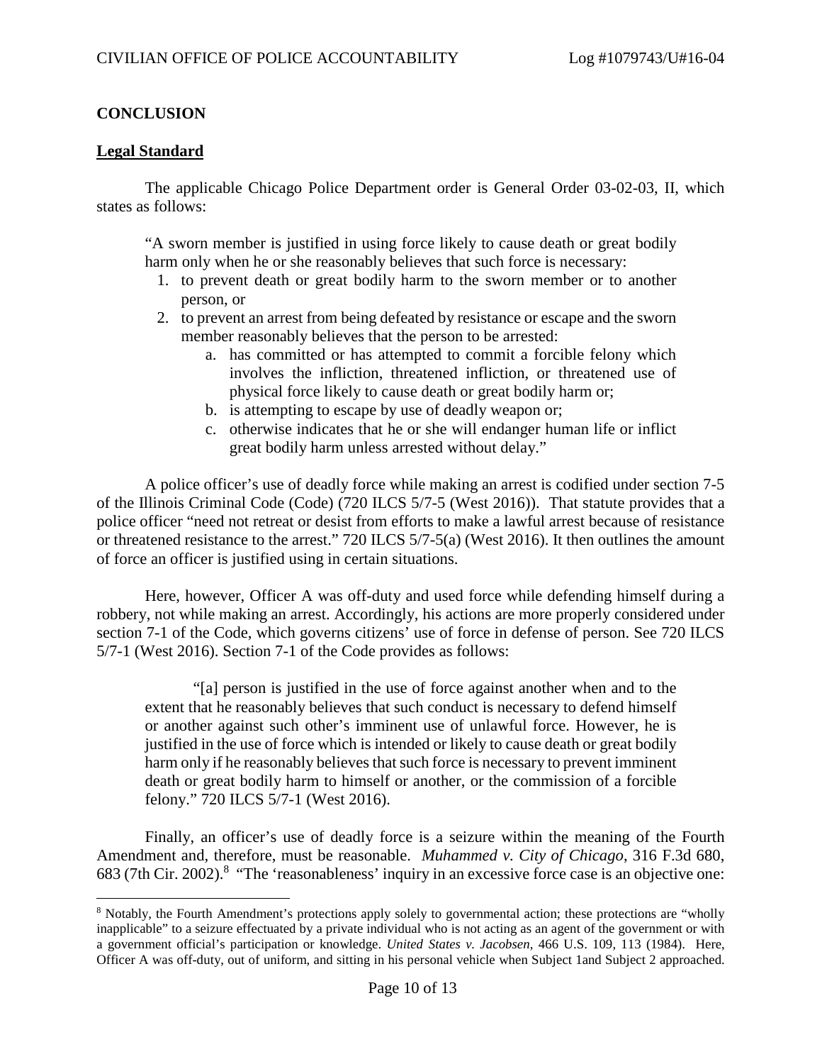## CONCLUSION

### Legal Standard

The applicable Chicago Police Department order is General Order 03-02-03, II, which states as follows:

> "A sworn member is justified in using force likely to cause death or great bodily harm only when he or she reasonably believes that such force is necessary:
> 1. to prevent death or great bodily harm to the sworn member or to another person, or
> 2. to prevent an arrest from being defeated by resistance or escape and the sworn member reasonably believes that the person to be arrested:
>     a. has committed or has attempted to commit a forcible felony which involves the infliction, threatened infliction, or threatened use of physical force likely to cause death or great bodily harm or;
>     b. is attempting to escape by use of deadly weapon or;
>     c. otherwise indicates that he or she will endanger human life or inflict great bodily harm unless arrested without delay."

A police officer's use of deadly force while making an arrest is codified under section 7-5 of the Illinois Criminal Code (Code) (720 ILCS 5/7-5 (West 2016)). That statute provides that a police officer "need not retreat or desist from efforts to make a lawful arrest because of resistance or threatened resistance to the arrest." 720 ILCS 5/7-5(a) (West 2016). It then outlines the amount of force an officer is justified using in certain situations.

Here, however, Officer A was off-duty and used force while defending himself during a robbery, not while making an arrest. Accordingly, his actions are more properly considered under section 7-1 of the Code, which governs citizens' use of force in defense of person. See 720 ILCS 5/7-1 (West 2016). Section 7-1 of the Code provides as follows:

> "[a] person is justified in the use of force against another when and to the extent that he reasonably believes that such conduct is necessary to defend himself or another against such other's imminent use of unlawful force. However, he is justified in the use of force which is intended or likely to cause death or great bodily harm only if he reasonably believes that such force is necessary to prevent imminent death or great bodily harm to himself or another, or the commission of a forcible felony." 720 ILCS 5/7-1 (West 2016).

Finally, an officer's use of deadly force is a seizure within the meaning of the Fourth Amendment and, therefore, must be reasonable. *Muhammed v. City of Chicago*, 316 F.3d 680, 683 (7th Cir. 2002).[8] "The 'reasonableness' inquiry in an excessive force case is an objective one:

---

[8] Notably, the Fourth Amendment's protections apply solely to governmental action; these protections are "wholly inapplicable" to a seizure effectuated by a private individual who is not acting as an agent of the government or with a government official's participation or knowledge. *United States v. Jacobsen*, 466 U.S. 109, 113 (1984). Here, Officer A was off-duty, out of uniform, and sitting in his personal vehicle when Subject 1and Subject 2 approached.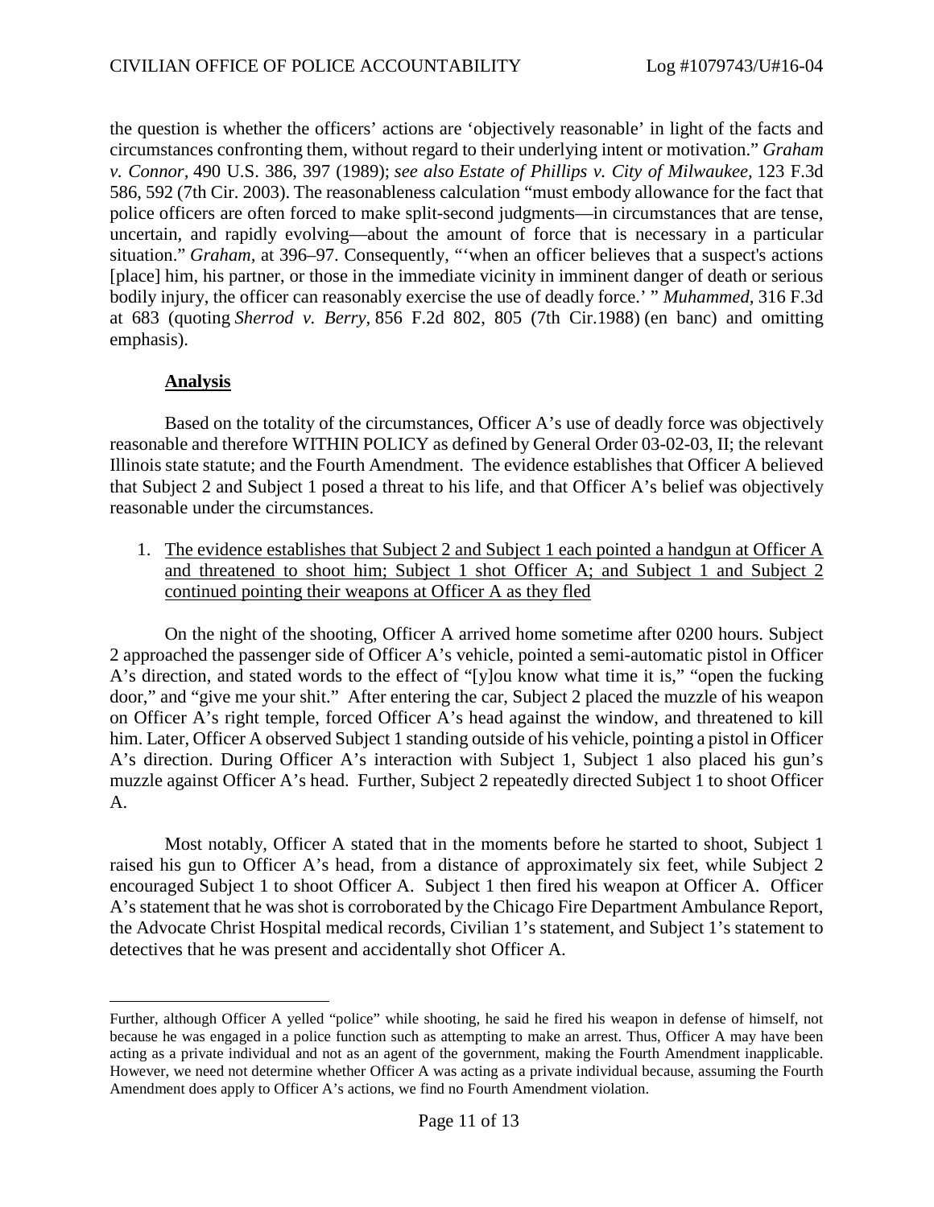the question is whether the officers' actions are 'objectively reasonable' in light of the facts and circumstances confronting them, without regard to their underlying intent or motivation." *Graham v. Connor*, 490 U.S. 386, 397 (1989); *see also Estate of Phillips v. City of Milwaukee*, 123 F.3d 586, 592 (7th Cir. 2003). The reasonableness calculation "must embody allowance for the fact that police officers are often forced to make split-second judgments—in circumstances that are tense, uncertain, and rapidly evolving—about the amount of force that is necessary in a particular situation." *Graham*, at 396–97. Consequently, "'when an officer believes that a suspect's actions [place] him, his partner, or those in the immediate vicinity in imminent danger of death or serious bodily injury, the officer can reasonably exercise the use of deadly force.' " *Muhammed*, 316 F.3d at 683 (quoting *Sherrod v. Berry*, 856 F.2d 802, 805 (7th Cir.1988) (en banc) and omitting emphasis).

**Analysis**

Based on the totality of the circumstances, Officer A's use of deadly force was objectively reasonable and therefore WITHIN POLICY as defined by General Order 03-02-03, II; the relevant Illinois state statute; and the Fourth Amendment. The evidence establishes that Officer A believed that Subject 2 and Subject 1 posed a threat to his life, and that Officer A's belief was objectively reasonable under the circumstances.

1. The evidence establishes that Subject 2 and Subject 1 each pointed a handgun at Officer A and threatened to shoot him; Subject 1 shot Officer A; and Subject 1 and Subject 2 continued pointing their weapons at Officer A as they fled

On the night of the shooting, Officer A arrived home sometime after 0200 hours. Subject 2 approached the passenger side of Officer A's vehicle, pointed a semi-automatic pistol in Officer A's direction, and stated words to the effect of "[y]ou know what time it is," "open the fucking door," and "give me your shit." After entering the car, Subject 2 placed the muzzle of his weapon on Officer A's right temple, forced Officer A's head against the window, and threatened to kill him. Later, Officer A observed Subject 1 standing outside of his vehicle, pointing a pistol in Officer A's direction. During Officer A's interaction with Subject 1, Subject 1 also placed his gun's muzzle against Officer A's head. Further, Subject 2 repeatedly directed Subject 1 to shoot Officer A.

Most notably, Officer A stated that in the moments before he started to shoot, Subject 1 raised his gun to Officer A's head, from a distance of approximately six feet, while Subject 2 encouraged Subject 1 to shoot Officer A. Subject 1 then fired his weapon at Officer A. Officer A's statement that he was shot is corroborated by the Chicago Fire Department Ambulance Report, the Advocate Christ Hospital medical records, Civilian 1's statement, and Subject 1's statement to detectives that he was present and accidentally shot Officer A.

---

Further, although Officer A yelled "police" while shooting, he said he fired his weapon in defense of himself, not because he was engaged in a police function such as attempting to make an arrest. Thus, Officer A may have been acting as a private individual and not as an agent of the government, making the Fourth Amendment inapplicable. However, we need not determine whether Officer A was acting as a private individual because, assuming the Fourth Amendment does apply to Officer A's actions, we find no Fourth Amendment violation.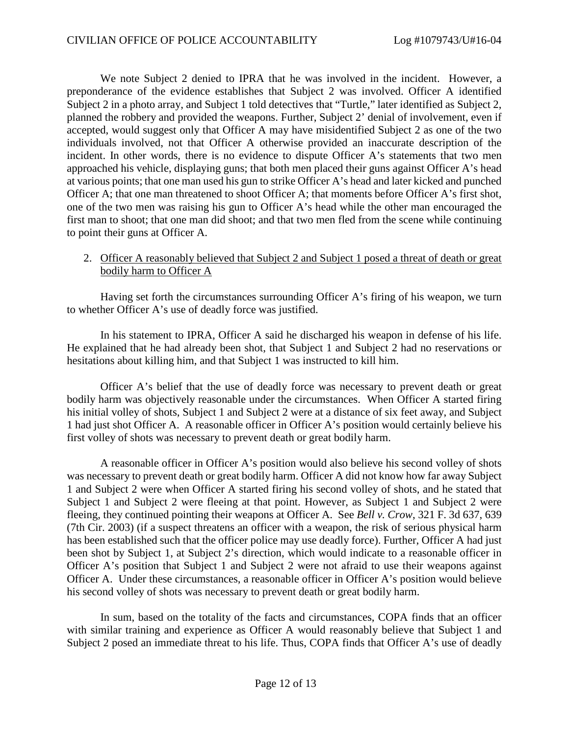We note Subject 2 denied to IPRA that he was involved in the incident. However, a preponderance of the evidence establishes that Subject 2 was involved. Officer A identified Subject 2 in a photo array, and Subject 1 told detectives that "Turtle," later identified as Subject 2, planned the robbery and provided the weapons. Further, Subject 2' denial of involvement, even if accepted, would suggest only that Officer A may have misidentified Subject 2 as one of the two individuals involved, not that Officer A otherwise provided an inaccurate description of the incident. In other words, there is no evidence to dispute Officer A's statements that two men approached his vehicle, displaying guns; that both men placed their guns against Officer A's head at various points; that one man used his gun to strike Officer A's head and later kicked and punched Officer A; that one man threatened to shoot Officer A; that moments before Officer A's first shot, one of the two men was raising his gun to Officer A's head while the other man encouraged the first man to shoot; that one man did shoot; and that two men fled from the scene while continuing to point their guns at Officer A.

2. Officer A reasonably believed that Subject 2 and Subject 1 posed a threat of death or great bodily harm to Officer A

Having set forth the circumstances surrounding Officer A's firing of his weapon, we turn to whether Officer A's use of deadly force was justified.

In his statement to IPRA, Officer A said he discharged his weapon in defense of his life. He explained that he had already been shot, that Subject 1 and Subject 2 had no reservations or hesitations about killing him, and that Subject 1 was instructed to kill him.

Officer A's belief that the use of deadly force was necessary to prevent death or great bodily harm was objectively reasonable under the circumstances. When Officer A started firing his initial volley of shots, Subject 1 and Subject 2 were at a distance of six feet away, and Subject 1 had just shot Officer A. A reasonable officer in Officer A's position would certainly believe his first volley of shots was necessary to prevent death or great bodily harm.

A reasonable officer in Officer A's position would also believe his second volley of shots was necessary to prevent death or great bodily harm. Officer A did not know how far away Subject 1 and Subject 2 were when Officer A started firing his second volley of shots, and he stated that Subject 1 and Subject 2 were fleeing at that point. However, as Subject 1 and Subject 2 were fleeing, they continued pointing their weapons at Officer A. See *Bell v. Crow*, 321 F. 3d 637, 639 (7th Cir. 2003) (if a suspect threatens an officer with a weapon, the risk of serious physical harm has been established such that the officer police may use deadly force). Further, Officer A had just been shot by Subject 1, at Subject 2's direction, which would indicate to a reasonable officer in Officer A's position that Subject 1 and Subject 2 were not afraid to use their weapons against Officer A. Under these circumstances, a reasonable officer in Officer A's position would believe his second volley of shots was necessary to prevent death or great bodily harm.

In sum, based on the totality of the facts and circumstances, COPA finds that an officer with similar training and experience as Officer A would reasonably believe that Subject 1 and Subject 2 posed an immediate threat to his life. Thus, COPA finds that Officer A's use of deadly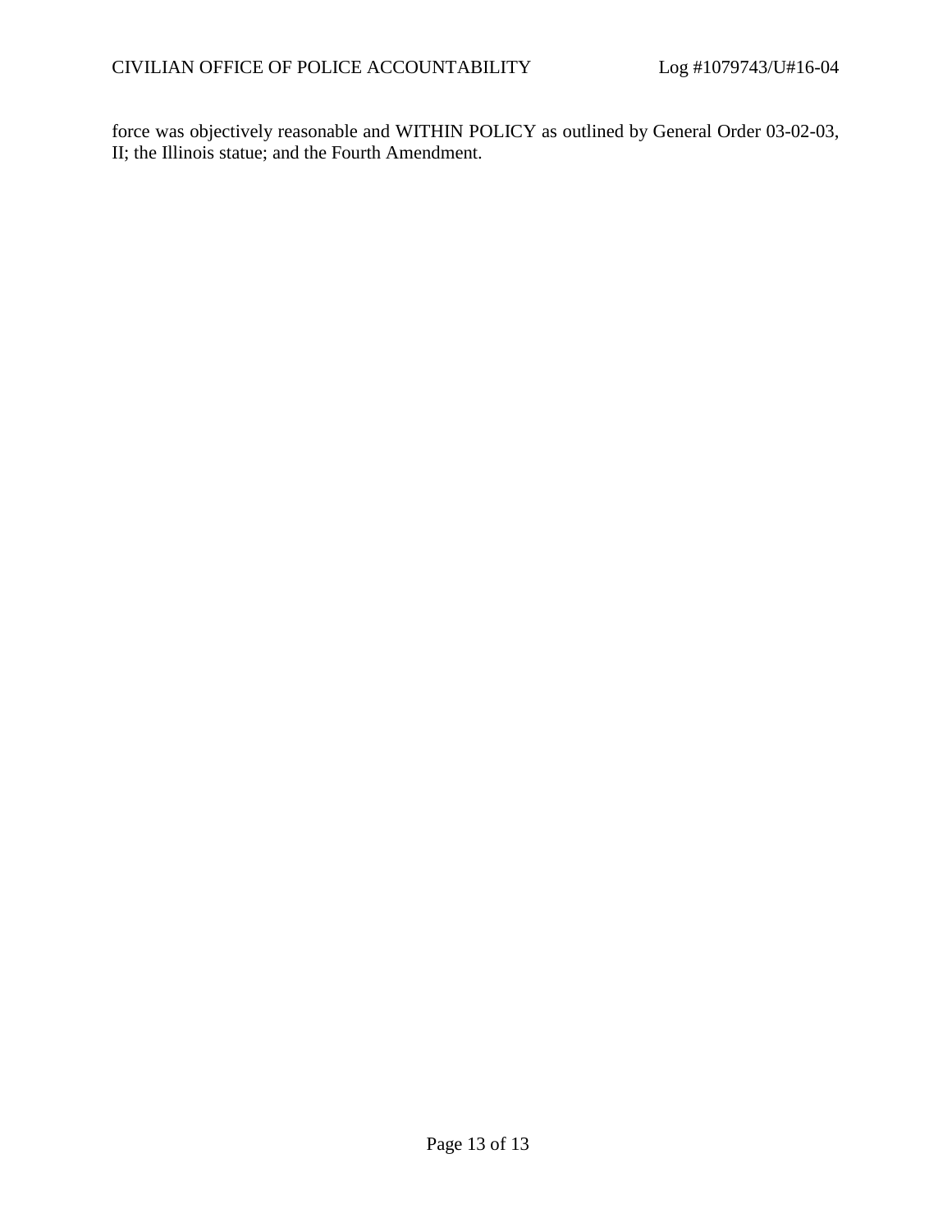force was objectively reasonable and WITHIN POLICY as outlined by General Order 03-02-03, II; the Illinois statue; and the Fourth Amendment.